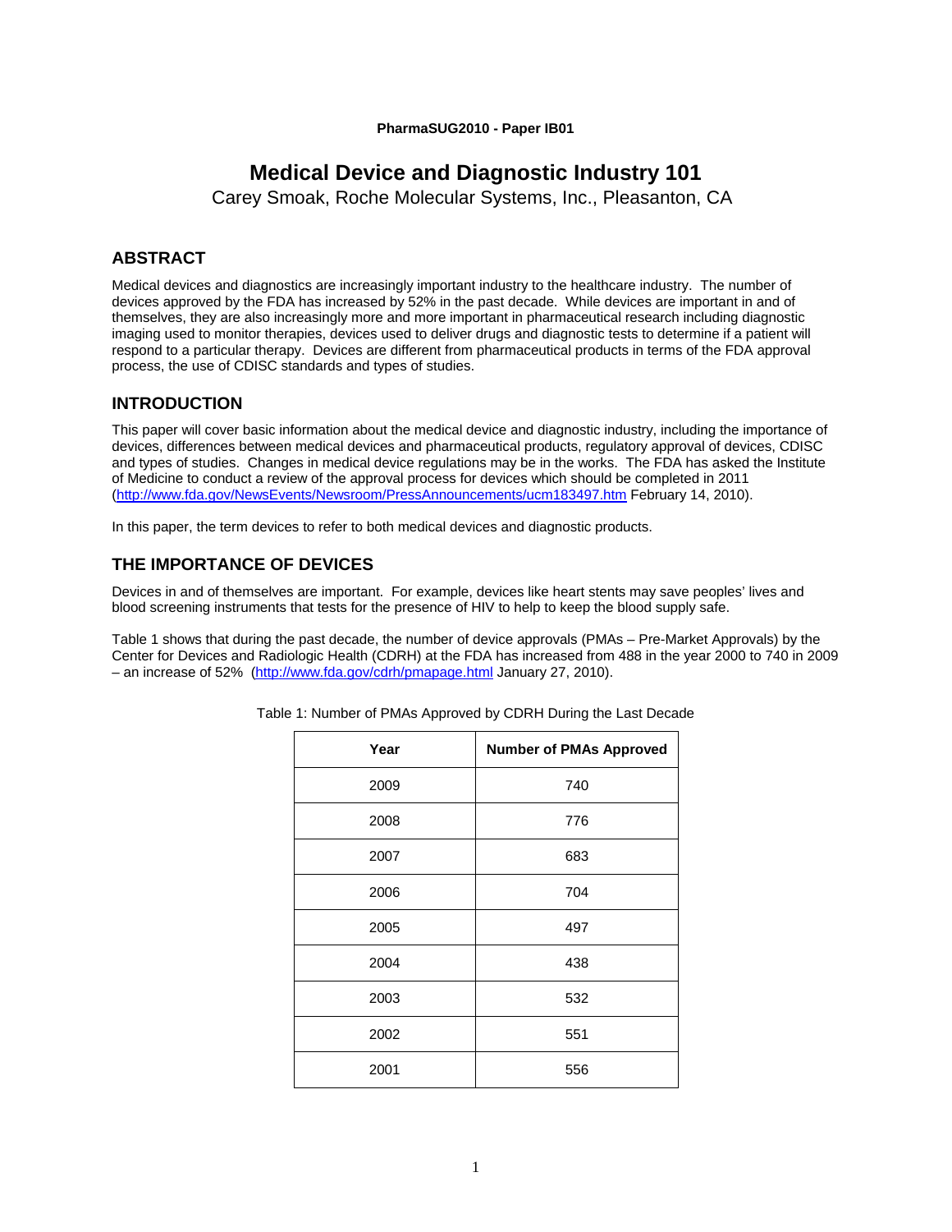PharmaSUG2010 - Paper IB01

# Medical Device and Diagnostic Industry 101

Carey Smoak, Roche Molecular Systems, Inc., Pleasanton, CA

## ABSTRACT

Medical devices and diagnostics are increasingly important industry to the healthcare industry. The number of devices approved by the FDA has increased by 52% in the past decade. While devices are important in and of themselves, they are also increasingly more and more important in pharmaceutical research including diagnostic imaging used to monitor therapies, devices used to deliver drugs and diagnostic tests to determine if a patient will respond to a particular therapy. Devices are different from pharmaceutical products in terms of the FDA approval process, the use of CDISC standards and types of studies.

## INTRODUCTION

This paper will cover basic information about the medical device and diagnostic industry, including the importance of devices, differences between medical devices and pharmaceutical products, regulatory approval of devices, CDISC and types of studies. Changes in medical device regulations may be in the works. The FDA has asked the Institute of Medicine to conduct a review of the approval process for devices which should be completed in 2011 (http://www.fda.gov/NewsEvents/Newsroom/PressAnnouncements/ucm183497.htm February 14, 2010).

In this paper, the term devices to refer to both medical devices and diagnostic products.

## THE IMPORTANCE OF DEVICES

Devices in and of themselves are important. For example, devices like heart stents may save peoples' lives and blood screening instruments that tests for the presence of HIV to help to keep the blood supply safe.

Table 1 shows that during the past decade, the number of device approvals (PMAs – Pre-Market Approvals) by the Center for Devices and Radiologic Health (CDRH) at the FDA has increased from 488 in the year 2000 to 740 in 2009 – an increase of 52% (http://www.fda.gov/cdrh/pmapage.html January 27, 2010).

Table 1: Number of PMAs Approved by CDRH During the Last Decade

| Year | Number of PMAs Approved |
|---|---|
| 2009 | 740 |
| 2008 | 776 |
| 2007 | 683 |
| 2006 | 704 |
| 2005 | 497 |
| 2004 | 438 |
| 2003 | 532 |
| 2002 | 551 |
| 2001 | 556 |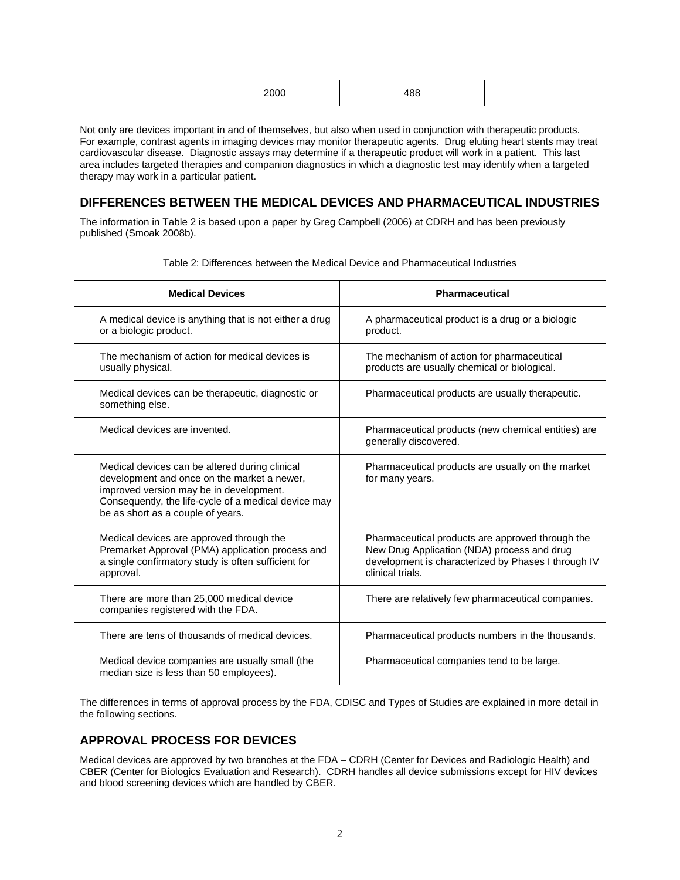| 2000 | 488 |
|---|---|

Not only are devices important in and of themselves, but also when used in conjunction with therapeutic products. For example, contrast agents in imaging devices may monitor therapeutic agents. Drug eluting heart stents may treat cardiovascular disease. Diagnostic assays may determine if a therapeutic product will work in a patient. This last area includes targeted therapies and companion diagnostics in which a diagnostic test may identify when a targeted therapy may work in a particular patient.

## DIFFERENCES BETWEEN THE MEDICAL DEVICES AND PHARMACEUTICAL INDUSTRIES

The information in Table 2 is based upon a paper by Greg Campbell (2006) at CDRH and has been previously published (Smoak 2008b).

Table 2: Differences between the Medical Device and Pharmaceutical Industries

| Medical Devices | Pharmaceutical |
|---|---|
| A medical device is anything that is not either a drug or a biologic product. | A pharmaceutical product is a drug or a biologic product. |
| The mechanism of action for medical devices is usually physical. | The mechanism of action for pharmaceutical products are usually chemical or biological. |
| Medical devices can be therapeutic, diagnostic or something else. | Pharmaceutical products are usually therapeutic. |
| Medical devices are invented. | Pharmaceutical products (new chemical entities) are generally discovered. |
| Medical devices can be altered during clinical development and once on the market a newer, improved version may be in development. Consequently, the life-cycle of a medical device may be as short as a couple of years. | Pharmaceutical products are usually on the market for many years. |
| Medical devices are approved through the Premarket Approval (PMA) application process and a single confirmatory study is often sufficient for approval. | Pharmaceutical products are approved through the New Drug Application (NDA) process and drug development is characterized by Phases I through IV clinical trials. |
| There are more than 25,000 medical device companies registered with the FDA. | There are relatively few pharmaceutical companies. |
| There are tens of thousands of medical devices. | Pharmaceutical products numbers in the thousands. |
| Medical device companies are usually small (the median size is less than 50 employees). | Pharmaceutical companies tend to be large. |

The differences in terms of approval process by the FDA, CDISC and Types of Studies are explained in more detail in the following sections.

## APPROVAL PROCESS FOR DEVICES

Medical devices are approved by two branches at the FDA – CDRH (Center for Devices and Radiologic Health) and CBER (Center for Biologics Evaluation and Research). CDRH handles all device submissions except for HIV devices and blood screening devices which are handled by CBER.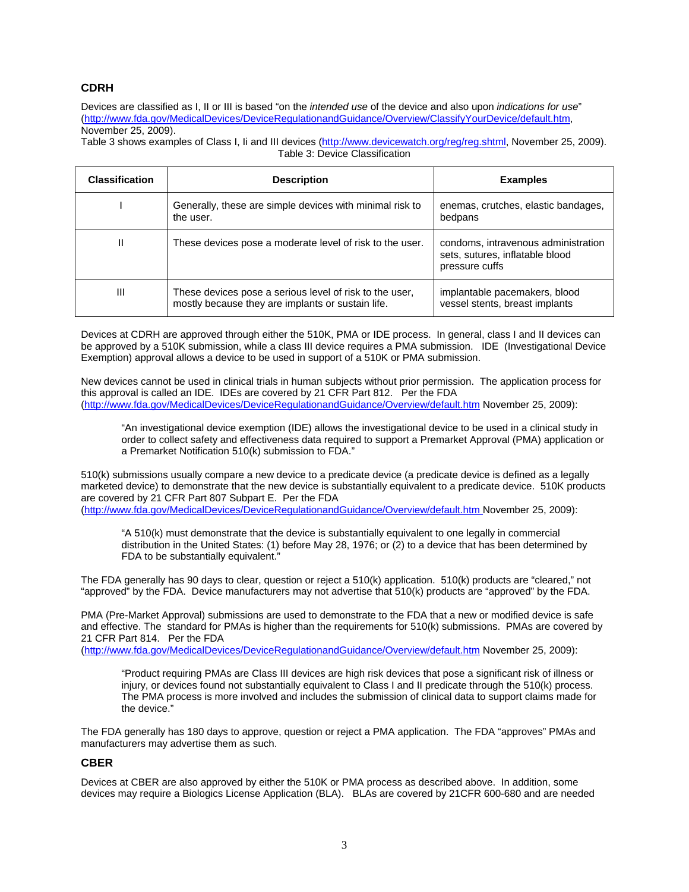## CDRH

Devices are classified as I, II or III is based "on the *intended use* of the device and also upon *indications for use*" (http://www.fda.gov/MedicalDevices/DeviceRegulationandGuidance/Overview/ClassifyYourDevice/default.htm, November 25, 2009).

Table 3 shows examples of Class I, Ii and III devices (http://www.devicewatch.org/reg/reg.shtml, November 25, 2009).

Table 3: Device Classification

| Classification | Description | Examples |
|---|---|---|
| I | Generally, these are simple devices with minimal risk to the user. | enemas, crutches, elastic bandages, bedpans |
| II | These devices pose a moderate level of risk to the user. | condoms, intravenous administration sets, sutures, inflatable blood pressure cuffs |
| III | These devices pose a serious level of risk to the user, mostly because they are implants or sustain life. | implantable pacemakers, blood vessel stents, breast implants |

Devices at CDRH are approved through either the 510K, PMA or IDE process. In general, class I and II devices can be approved by a 510K submission, while a class III device requires a PMA submission. IDE (Investigational Device Exemption) approval allows a device to be used in support of a 510K or PMA submission.

New devices cannot be used in clinical trials in human subjects without prior permission. The application process for this approval is called an IDE. IDEs are covered by 21 CFR Part 812. Per the FDA (http://www.fda.gov/MedicalDevices/DeviceRegulationandGuidance/Overview/default.htm November 25, 2009):

> "An investigational device exemption (IDE) allows the investigational device to be used in a clinical study in order to collect safety and effectiveness data required to support a Premarket Approval (PMA) application or a Premarket Notification 510(k) submission to FDA."

510(k) submissions usually compare a new device to a predicate device (a predicate device is defined as a legally marketed device) to demonstrate that the new device is substantially equivalent to a predicate device. 510K products are covered by 21 CFR Part 807 Subpart E. Per the FDA (http://www.fda.gov/MedicalDevices/DeviceRegulationandGuidance/Overview/default.htm November 25, 2009):

> "A 510(k) must demonstrate that the device is substantially equivalent to one legally in commercial distribution in the United States: (1) before May 28, 1976; or (2) to a device that has been determined by FDA to be substantially equivalent."

The FDA generally has 90 days to clear, question or reject a 510(k) application. 510(k) products are "cleared," not "approved" by the FDA. Device manufacturers may not advertise that 510(k) products are "approved" by the FDA.

PMA (Pre-Market Approval) submissions are used to demonstrate to the FDA that a new or modified device is safe and effective. The standard for PMAs is higher than the requirements for 510(k) submissions. PMAs are covered by 21 CFR Part 814. Per the FDA (http://www.fda.gov/MedicalDevices/DeviceRegulationandGuidance/Overview/default.htm November 25, 2009):

> "Product requiring PMAs are Class III devices are high risk devices that pose a significant risk of illness or injury, or devices found not substantially equivalent to Class I and II predicate through the 510(k) process. The PMA process is more involved and includes the submission of clinical data to support claims made for the device."

The FDA generally has 180 days to approve, question or reject a PMA application. The FDA "approves" PMAs and manufacturers may advertise them as such.

## CBER

Devices at CBER are also approved by either the 510K or PMA process as described above. In addition, some devices may require a Biologics License Application (BLA). BLAs are covered by 21CFR 600-680 and are needed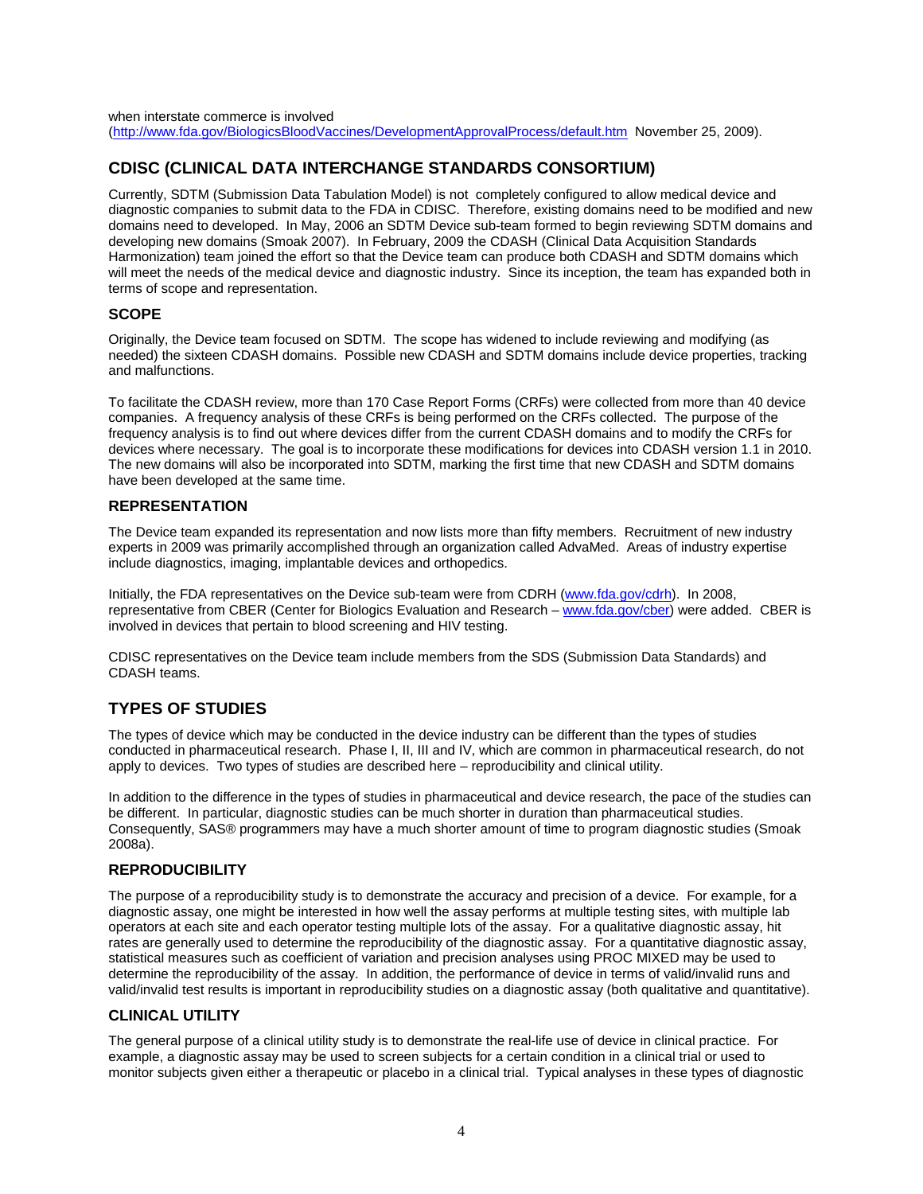when interstate commerce is involved (http://www.fda.gov/BiologicsBloodVaccines/DevelopmentApprovalProcess/default.htm November 25, 2009).

## CDISC (CLINICAL DATA INTERCHANGE STANDARDS CONSORTIUM)

Currently, SDTM (Submission Data Tabulation Model) is not completely configured to allow medical device and diagnostic companies to submit data to the FDA in CDISC. Therefore, existing domains need to be modified and new domains need to developed. In May, 2006 an SDTM Device sub-team formed to begin reviewing SDTM domains and developing new domains (Smoak 2007). In February, 2009 the CDASH (Clinical Data Acquisition Standards Harmonization) team joined the effort so that the Device team can produce both CDASH and SDTM domains which will meet the needs of the medical device and diagnostic industry. Since its inception, the team has expanded both in terms of scope and representation.

### SCOPE

Originally, the Device team focused on SDTM. The scope has widened to include reviewing and modifying (as needed) the sixteen CDASH domains. Possible new CDASH and SDTM domains include device properties, tracking and malfunctions.

To facilitate the CDASH review, more than 170 Case Report Forms (CRFs) were collected from more than 40 device companies. A frequency analysis of these CRFs is being performed on the CRFs collected. The purpose of the frequency analysis is to find out where devices differ from the current CDASH domains and to modify the CRFs for devices where necessary. The goal is to incorporate these modifications for devices into CDASH version 1.1 in 2010. The new domains will also be incorporated into SDTM, marking the first time that new CDASH and SDTM domains have been developed at the same time.

### REPRESENTATION

The Device team expanded its representation and now lists more than fifty members. Recruitment of new industry experts in 2009 was primarily accomplished through an organization called AdvaMed. Areas of industry expertise include diagnostics, imaging, implantable devices and orthopedics.

Initially, the FDA representatives on the Device sub-team were from CDRH (www.fda.gov/cdrh). In 2008, representative from CBER (Center for Biologics Evaluation and Research – www.fda.gov/cber) were added. CBER is involved in devices that pertain to blood screening and HIV testing.

CDISC representatives on the Device team include members from the SDS (Submission Data Standards) and CDASH teams.

## TYPES OF STUDIES

The types of device which may be conducted in the device industry can be different than the types of studies conducted in pharmaceutical research. Phase I, II, III and IV, which are common in pharmaceutical research, do not apply to devices. Two types of studies are described here – reproducibility and clinical utility.

In addition to the difference in the types of studies in pharmaceutical and device research, the pace of the studies can be different. In particular, diagnostic studies can be much shorter in duration than pharmaceutical studies. Consequently, SAS® programmers may have a much shorter amount of time to program diagnostic studies (Smoak 2008a).

### REPRODUCIBILITY

The purpose of a reproducibility study is to demonstrate the accuracy and precision of a device. For example, for a diagnostic assay, one might be interested in how well the assay performs at multiple testing sites, with multiple lab operators at each site and each operator testing multiple lots of the assay. For a qualitative diagnostic assay, hit rates are generally used to determine the reproducibility of the diagnostic assay. For a quantitative diagnostic assay, statistical measures such as coefficient of variation and precision analyses using PROC MIXED may be used to determine the reproducibility of the assay. In addition, the performance of device in terms of valid/invalid runs and valid/invalid test results is important in reproducibility studies on a diagnostic assay (both qualitative and quantitative).

### CLINICAL UTILITY

The general purpose of a clinical utility study is to demonstrate the real-life use of device in clinical practice. For example, a diagnostic assay may be used to screen subjects for a certain condition in a clinical trial or used to monitor subjects given either a therapeutic or placebo in a clinical trial. Typical analyses in these types of diagnostic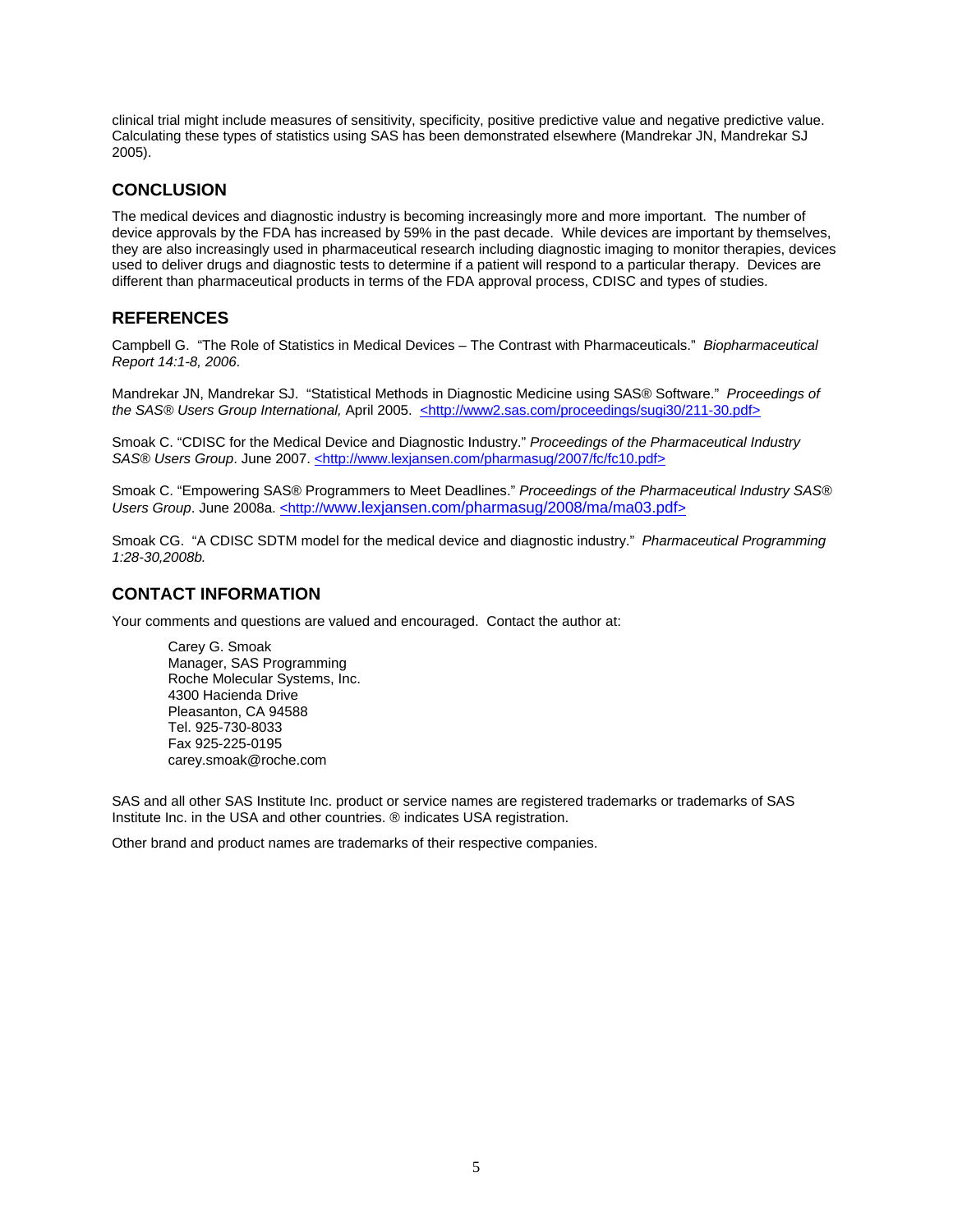clinical trial might include measures of sensitivity, specificity, positive predictive value and negative predictive value. Calculating these types of statistics using SAS has been demonstrated elsewhere (Mandrekar JN, Mandrekar SJ 2005).

## CONCLUSION

The medical devices and diagnostic industry is becoming increasingly more and more important. The number of device approvals by the FDA has increased by 59% in the past decade. While devices are important by themselves, they are also increasingly used in pharmaceutical research including diagnostic imaging to monitor therapies, devices used to deliver drugs and diagnostic tests to determine if a patient will respond to a particular therapy. Devices are different than pharmaceutical products in terms of the FDA approval process, CDISC and types of studies.

## REFERENCES

Campbell G. "The Role of Statistics in Medical Devices – The Contrast with Pharmaceuticals." *Biopharmaceutical Report 14:1-8, 2006*.

Mandrekar JN, Mandrekar SJ. "Statistical Methods in Diagnostic Medicine using SAS® Software." *Proceedings of the SAS® Users Group International,* April 2005. <http://www2.sas.com/proceedings/sugi30/211-30.pdf>

Smoak C. "CDISC for the Medical Device and Diagnostic Industry." *Proceedings of the Pharmaceutical Industry SAS® Users Group*. June 2007. <http://www.lexjansen.com/pharmasug/2007/fc/fc10.pdf>

Smoak C. "Empowering SAS® Programmers to Meet Deadlines." *Proceedings of the Pharmaceutical Industry SAS® Users Group*. June 2008a. <http://www.lexjansen.com/pharmasug/2008/ma/ma03.pdf>

Smoak CG. "A CDISC SDTM model for the medical device and diagnostic industry." *Pharmaceutical Programming 1:28-30,2008b.*

## CONTACT INFORMATION

Your comments and questions are valued and encouraged. Contact the author at:

Carey G. Smoak
Manager, SAS Programming
Roche Molecular Systems, Inc.
4300 Hacienda Drive
Pleasanton, CA 94588
Tel. 925-730-8033
Fax 925-225-0195
carey.smoak@roche.com

SAS and all other SAS Institute Inc. product or service names are registered trademarks or trademarks of SAS Institute Inc. in the USA and other countries. ® indicates USA registration.

Other brand and product names are trademarks of their respective companies.